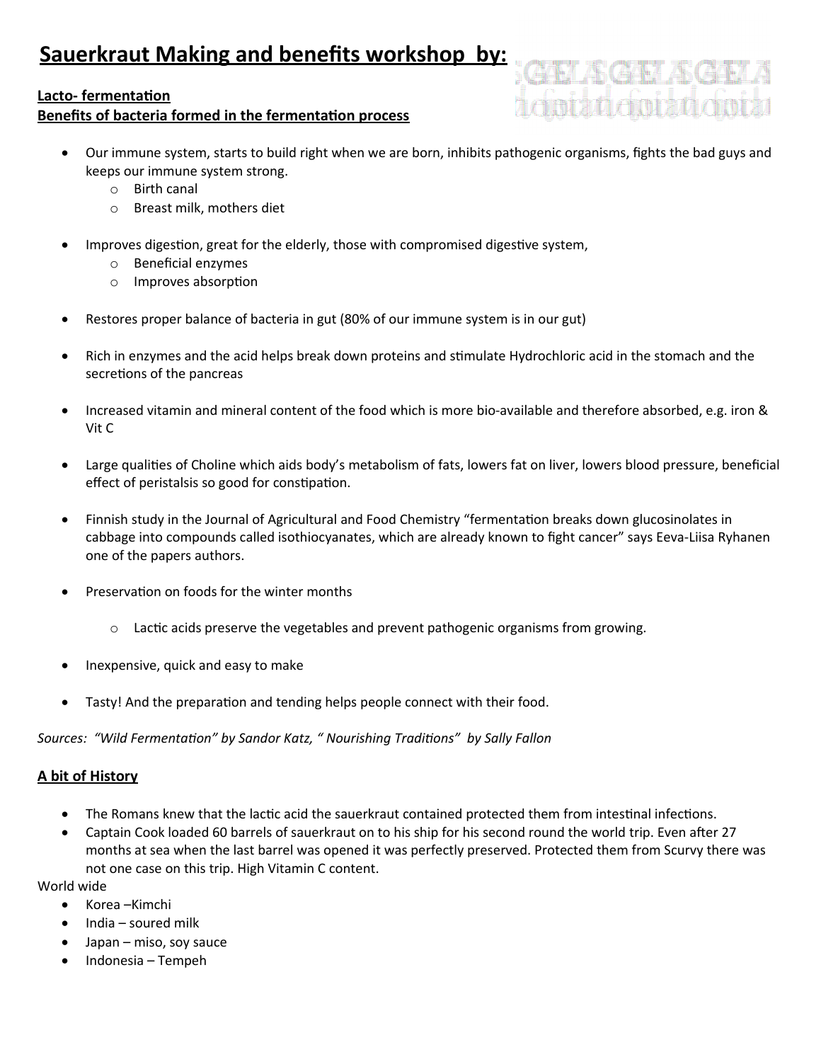# Sauerkraut Making and benefits workshop by:

**Lacto- fermentation**

**Benefits of bacteria formed in the fermentation process**

- Our immune system, starts to build right when we are born, inhibits pathogenic organisms, fights the bad guys and keeps our immune system strong.
  - Birth canal
  - Breast milk, mothers diet
- Improves digestion, great for the elderly, those with compromised digestive system,
  - Beneficial enzymes
  - Improves absorption
- Restores proper balance of bacteria in gut (80% of our immune system is in our gut)
- Rich in enzymes and the acid helps break down proteins and stimulate Hydrochloric acid in the stomach and the secretions of the pancreas
- Increased vitamin and mineral content of the food which is more bio-available and therefore absorbed, e.g. iron & Vit C
- Large qualities of Choline which aids body's metabolism of fats, lowers fat on liver, lowers blood pressure, beneficial effect of peristalsis so good for constipation.
- Finnish study in the Journal of Agricultural and Food Chemistry "fermentation breaks down glucosinolates in cabbage into compounds called isothiocyanates, which are already known to fight cancer" says Eeva-Liisa Ryhanen one of the papers authors.
- Preservation on foods for the winter months
  - Lactic acids preserve the vegetables and prevent pathogenic organisms from growing.
- Inexpensive, quick and easy to make
- Tasty! And the preparation and tending helps people connect with their food.

*Sources: "Wild Fermentation" by Sandor Katz, " Nourishing Traditions" by Sally Fallon*

**A bit of History**

- The Romans knew that the lactic acid the sauerkraut contained protected them from intestinal infections.
- Captain Cook loaded 60 barrels of sauerkraut on to his ship for his second round the world trip. Even after 27 months at sea when the last barrel was opened it was perfectly preserved. Protected them from Scurvy there was not one case on this trip. High Vitamin C content.

World wide

- Korea –Kimchi
- India – soured milk
- Japan – miso, soy sauce
- Indonesia – Tempeh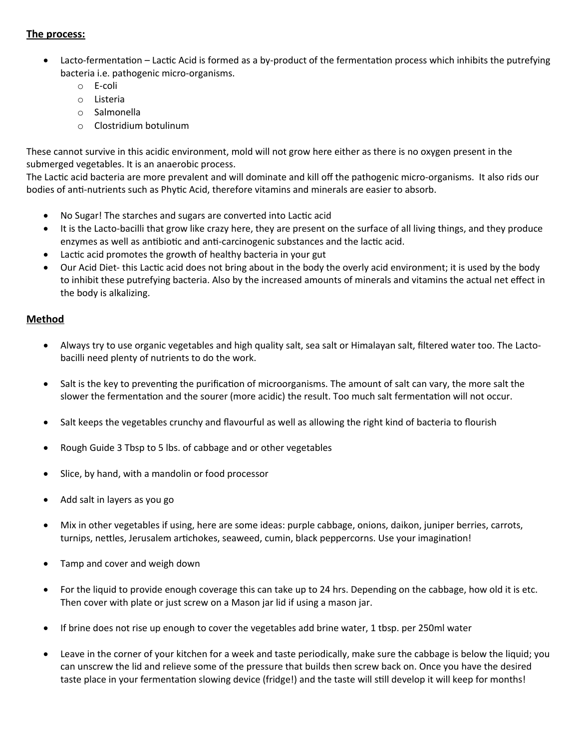**The process:**

- Lacto-fermentation – Lactic Acid is formed as a by-product of the fermentation process which inhibits the putrefying bacteria i.e. pathogenic micro-organisms.
  - E-coli
  - Listeria
  - Salmonella
  - Clostridium botulinum

These cannot survive in this acidic environment, mold will not grow here either as there is no oxygen present in the submerged vegetables. It is an anaerobic process.
The Lactic acid bacteria are more prevalent and will dominate and kill off the pathogenic micro-organisms. It also rids our bodies of anti-nutrients such as Phytic Acid, therefore vitamins and minerals are easier to absorb.

- No Sugar! The starches and sugars are converted into Lactic acid
- It is the Lacto-bacilli that grow like crazy here, they are present on the surface of all living things, and they produce enzymes as well as antibiotic and anti-carcinogenic substances and the lactic acid.
- Lactic acid promotes the growth of healthy bacteria in your gut
- Our Acid Diet- this Lactic acid does not bring about in the body the overly acid environment; it is used by the body to inhibit these putrefying bacteria. Also by the increased amounts of minerals and vitamins the actual net effect in the body is alkalizing.

**Method**

- Always try to use organic vegetables and high quality salt, sea salt or Himalayan salt, filtered water too. The Lacto-bacilli need plenty of nutrients to do the work.

- Salt is the key to preventing the purification of microorganisms. The amount of salt can vary, the more salt the slower the fermentation and the sourer (more acidic) the result. Too much salt fermentation will not occur.

- Salt keeps the vegetables crunchy and flavourful as well as allowing the right kind of bacteria to flourish

- Rough Guide 3 Tbsp to 5 lbs. of cabbage and or other vegetables

- Slice, by hand, with a mandolin or food processor

- Add salt in layers as you go

- Mix in other vegetables if using, here are some ideas: purple cabbage, onions, daikon, juniper berries, carrots, turnips, nettles, Jerusalem artichokes, seaweed, cumin, black peppercorns. Use your imagination!

- Tamp and cover and weigh down

- For the liquid to provide enough coverage this can take up to 24 hrs. Depending on the cabbage, how old it is etc. Then cover with plate or just screw on a Mason jar lid if using a mason jar.

- If brine does not rise up enough to cover the vegetables add brine water, 1 tbsp. per 250ml water

- Leave in the corner of your kitchen for a week and taste periodically, make sure the cabbage is below the liquid; you can unscrew the lid and relieve some of the pressure that builds then screw back on. Once you have the desired taste place in your fermentation slowing device (fridge!) and the taste will still develop it will keep for months!